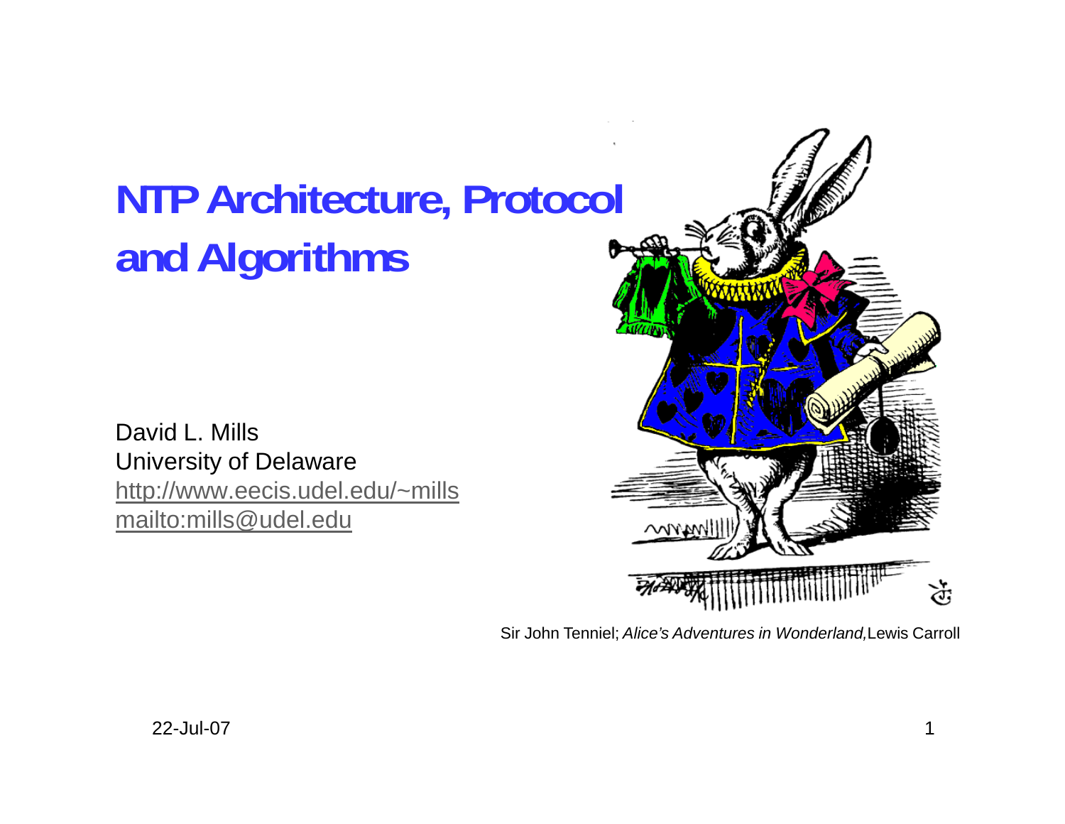# NTP Architecture, Protocol and Algorithms

David L. Mills
University of Delaware
http://www.eecis.udel.edu/~mills
mailto:mills@udel.edu

Sir John Tenniel; *Alice's Adventures in Wonderland,* Lewis Carroll

22-Jul-07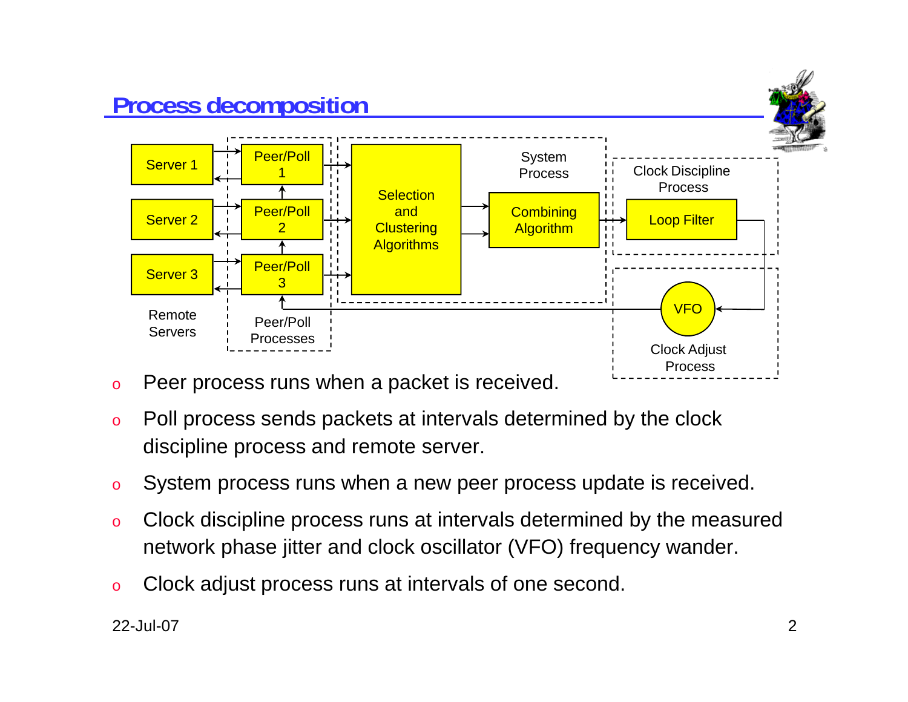## Process decomposition

Server 1 | Server 2 | Server 3 — Remote Servers

Peer/Poll 1 | Peer/Poll 2 | Peer/Poll 3 — Peer/Poll Processes

Selection and Clustering Algorithms | Combining Algorithm — System Process

Loop Filter — Clock Discipline Process

VFO — Clock Adjust Process

- Peer process runs when a packet is received.
- Poll process sends packets at intervals determined by the clock discipline process and remote server.
- System process runs when a new peer process update is received.
- Clock discipline process runs at intervals determined by the measured network phase jitter and clock oscillator (VFO) frequency wander.
- Clock adjust process runs at intervals of one second.

22-Jul-07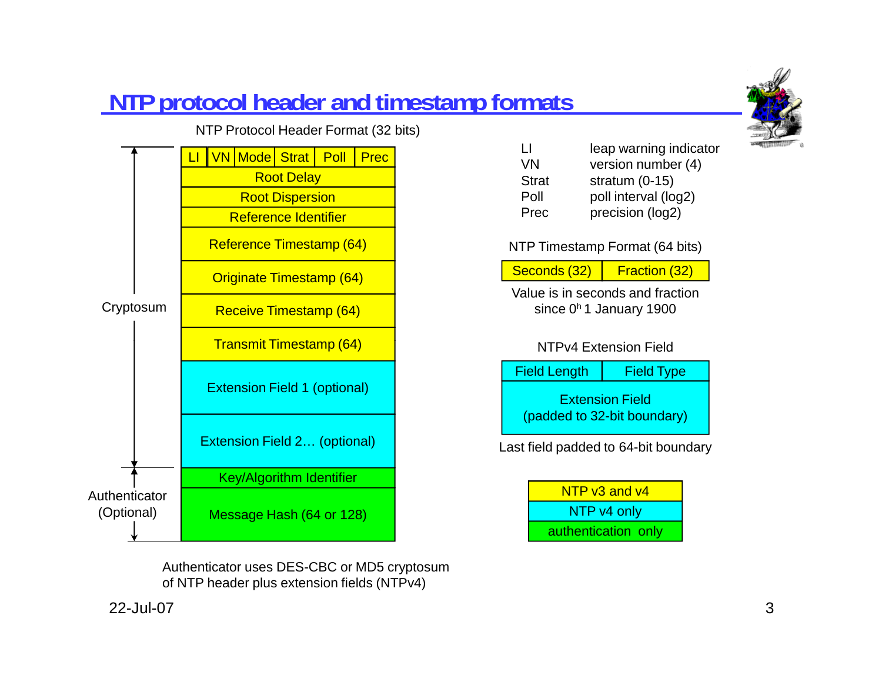# NTP protocol header and timestamp formats

NTP Protocol Header Format (32 bits)

| LI | VN | Mode | Strat | Poll | Prec |
|---|---|---|---|---|---|
| Root Delay | | | | | |
| Root Dispersion | | | | | |
| Reference Identifier | | | | | |
| Reference Timestamp (64) | | | | | |
| Originate Timestamp (64) | | | | | |
| Receive Timestamp (64) | | | | | |
| Transmit Timestamp (64) | | | | | |
| Extension Field 1 (optional) | | | | | |
| Extension Field 2… (optional) | | | | | |
| Key/Algorithm Identifier | | | | | |
| Message Hash (64 or 128) | | | | | |

Cryptosum: LI through Extension Field 2… (optional)

Authenticator (Optional): Key/Algorithm Identifier and Message Hash (64 or 128)

Authenticator uses DES-CBC or MD5 cryptosum of NTP header plus extension fields (NTPv4)

| | |
|---|---|
| LI | leap warning indicator |
| VN | version number (4) |
| Strat | stratum (0-15) |
| Poll | poll interval (log2) |
| Prec | precision (log2) |

NTP Timestamp Format (64 bits)

| Seconds (32) | Fraction (32) |
|---|---|

Value is in seconds and fraction since $0^h$ 1 January 1900

NTPv4 Extension Field

| Field Length | Field Type |
|---|---|
| Extension Field (padded to 32-bit boundary) | |

Last field padded to 64-bit boundary

| Legend |
|---|
| NTP v3 and v4 |
| NTP v4 only |
| authentication only |

22-Jul-07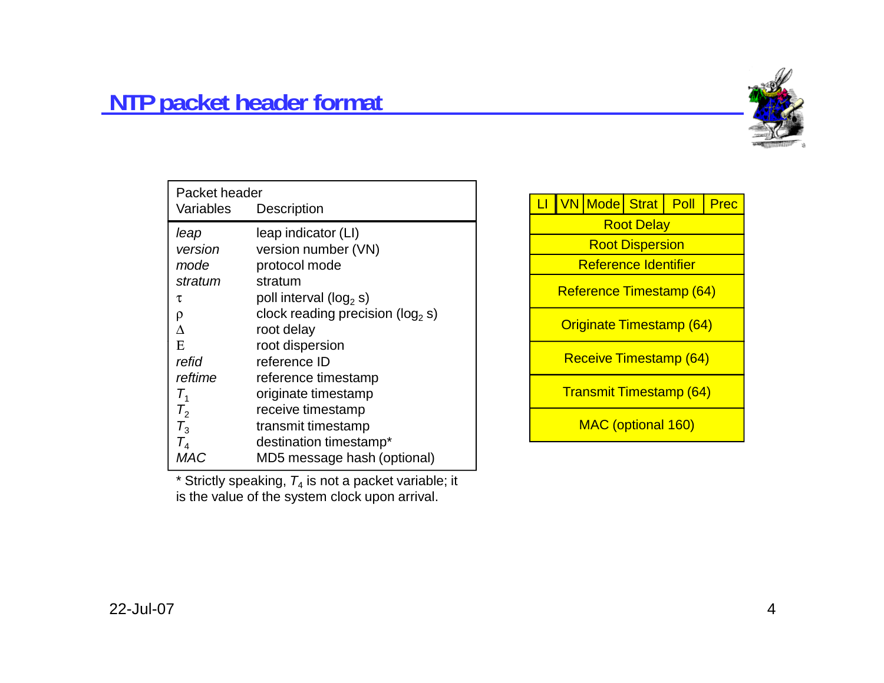# NTP packet header format

| Packet header Variables | Description |
|---|---|
| *leap* | leap indicator (LI) |
| *version* | version number (VN) |
| *mode* | protocol mode |
| *stratum* | stratum |
| $\tau$ | poll interval ($\log_2$ s) |
| $\rho$ | clock reading precision ($\log_2$ s) |
| $\Delta$ | root delay |
| $\mathrm{E}$ | root dispersion |
| *refid* | reference ID |
| *reftime* | reference timestamp |
| $T_1$ | originate timestamp |
| $T_2$ | receive timestamp |
| $T_3$ | transmit timestamp |
| $T_4$ | destination timestamp* |
| *MAC* | MD5 message hash (optional) |

* Strictly speaking, $T_4$ is not a packet variable; it is the value of the system clock upon arrival.

| LI | VN | Mode | Strat | Poll | Prec |
|---|---|---|---|---|---|
| Root Delay | | | | | |
| Root Dispersion | | | | | |
| Reference Identifier | | | | | |
| Reference Timestamp (64) | | | | | |
| Originate Timestamp (64) | | | | | |
| Receive Timestamp (64) | | | | | |
| Transmit Timestamp (64) | | | | | |
| MAC (optional 160) | | | | | |

22-Jul-07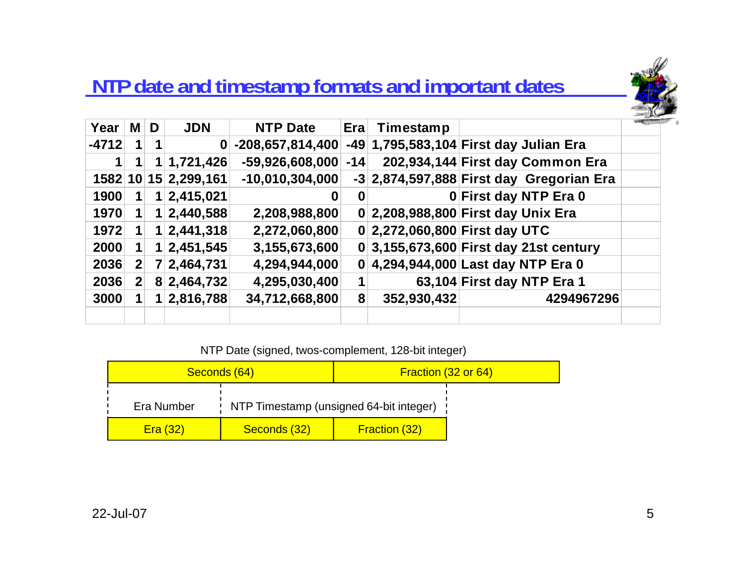## NTP date and timestamp formats and important dates

| Year | M | D | JDN | NTP Date | Era | Timestamp | |
|---|---|---|---|---|---|---|---|
| -4712 | 1 | 1 | 0 | -208,657,814,400 | -49 | 1,795,583,104 | First day Julian Era |
| 1 | 1 | 1 | 1,721,426 | -59,926,608,000 | -14 | 202,934,144 | First day Common Era |
| 1582 | 10 | 15 | 2,299,161 | -10,010,304,000 | -3 | 2,874,597,888 | First day Gregorian Era |
| 1900 | 1 | 1 | 2,415,021 | 0 | 0 | 0 | First day NTP Era 0 |
| 1970 | 1 | 1 | 2,440,588 | 2,208,988,800 | 0 | 2,208,988,800 | First day Unix Era |
| 1972 | 1 | 1 | 2,441,318 | 2,272,060,800 | 0 | 2,272,060,800 | First day UTC |
| 2000 | 1 | 1 | 2,451,545 | 3,155,673,600 | 0 | 3,155,673,600 | First day 21st century |
| 2036 | 2 | 7 | 2,464,731 | 4,294,944,000 | 0 | 4,294,944,000 | Last day NTP Era 0 |
| 2036 | 2 | 8 | 2,464,732 | 4,295,030,400 | 1 | 63,104 | First day NTP Era 1 |
| 3000 | 1 | 1 | 2,816,788 | 34,712,668,800 | 8 | 352,930,432 | 4294967296 |

NTP Date (signed, twos-complement, 128-bit integer)

| Seconds (64) | | Fraction (32 or 64) |
|---|---|---|

Era Number | NTP Timestamp (unsigned 64-bit integer)

| Era (32) | Seconds (32) | Fraction (32) |
|---|---|---|

22-Jul-07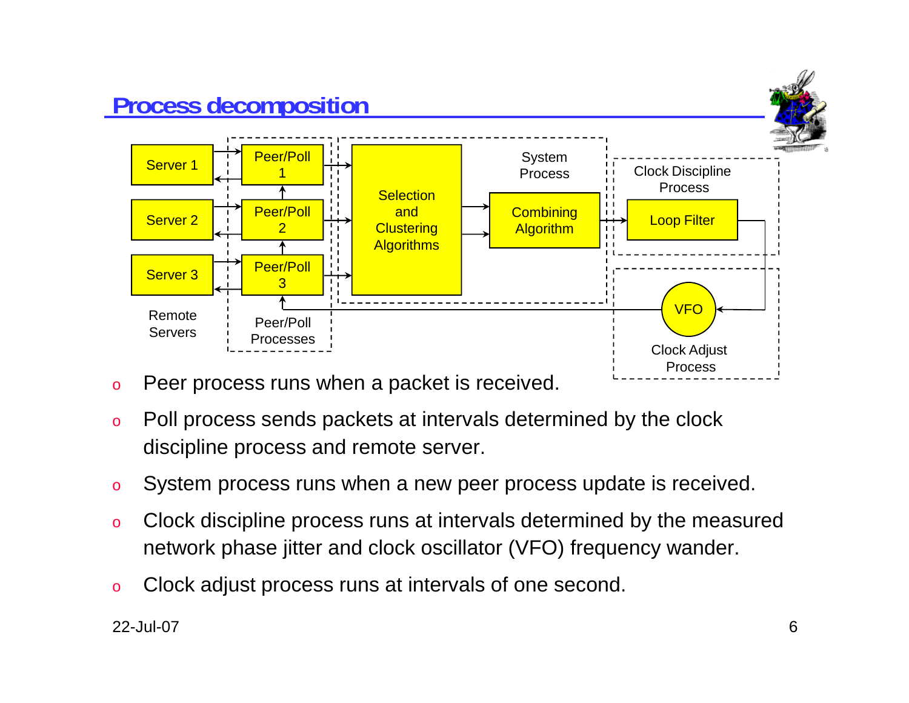# Process decomposition

Server 1
Server 2
Server 3
Remote Servers

Peer/Poll 1
Peer/Poll 2
Peer/Poll 3
Peer/Poll Processes

Selection and Clustering Algorithms

System Process

Combining Algorithm

Clock Discipline Process

Loop Filter

VFO

Clock Adjust Process

- Peer process runs when a packet is received.
- Poll process sends packets at intervals determined by the clock discipline process and remote server.
- System process runs when a new peer process update is received.
- Clock discipline process runs at intervals determined by the measured network phase jitter and clock oscillator (VFO) frequency wander.
- Clock adjust process runs at intervals of one second.

22-Jul-07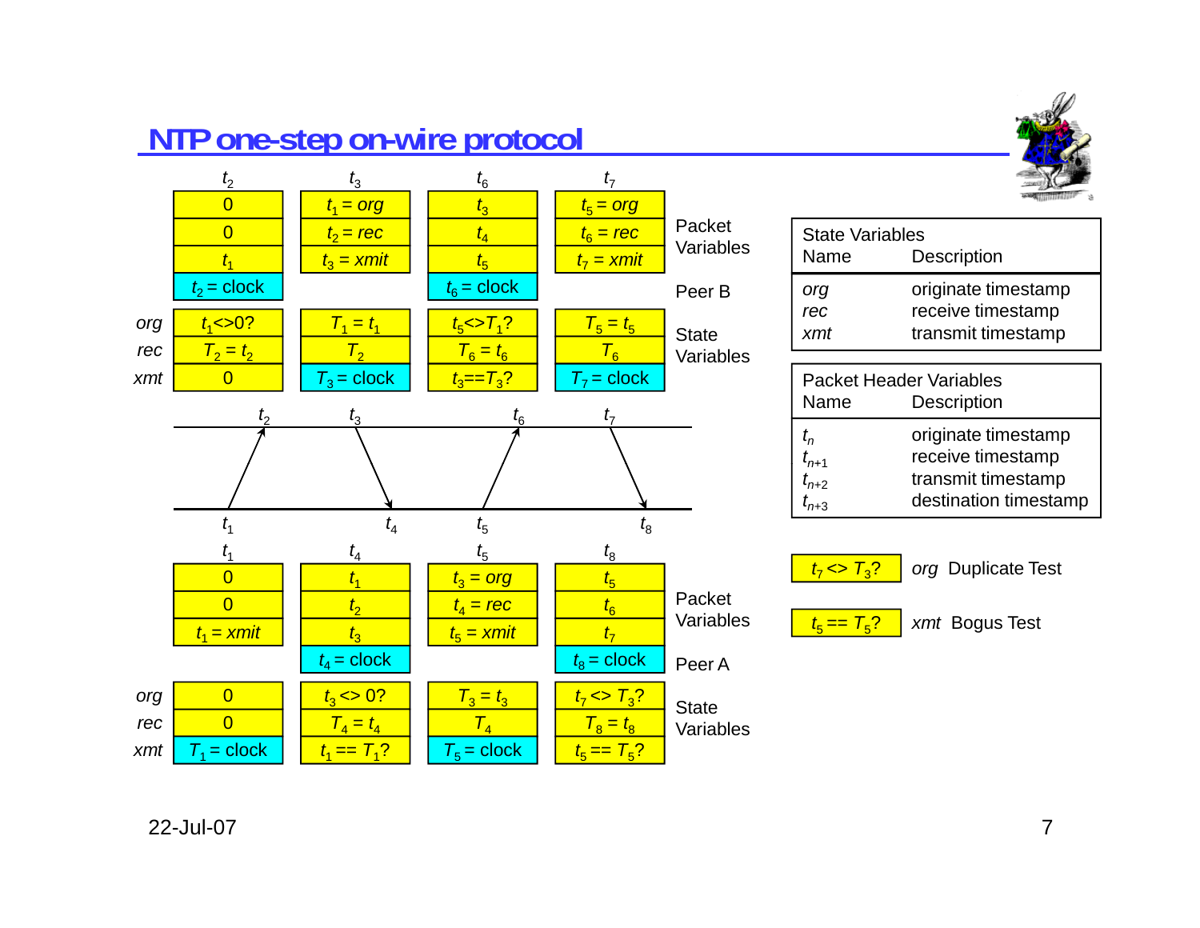# NTP one-step on-wire protocol

**Peer B**

Packet Variables:

| | $t_2$ | $t_3$ | $t_6$ | $t_7$ |
|---|---|---|---|---|
| | 0 | $t_1$ = *org* | $t_3$ | $t_5$ = *org* |
| | 0 | $t_2$ = *rec* | $t_4$ | $t_6$ = *rec* |
| | $t_1$ | $t_3$ = *xmit* | $t_5$ | $t_7$ = *xmit* |
| | $t_2$ = clock | | $t_6$ = clock | |

State Variables:

| | | | | |
|---|---|---|---|---|
| *org* | $t_1$<>0? | $T_1 = t_1$ | $t_5$<>$T_1$? | $T_5 = t_5$ |
| *rec* | $T_2 = t_2$ | $T_2$ | $T_6 = t_6$ | $T_6$ |
| *xmit* | 0 | $T_3$ = clock | $t_3$==$T_3$? | $T_7$ = clock |

Timeline: Peer A sends at $t_1$ → Peer B receives at $t_2$; Peer B sends at $t_3$ → Peer A receives at $t_4$; Peer A sends at $t_5$ → Peer B receives at $t_6$; Peer B sends at $t_7$ → Peer A receives at $t_8$.

**Peer A**

Packet Variables:

| | $t_1$ | $t_4$ | $t_5$ | $t_8$ |
|---|---|---|---|---|
| | 0 | $t_1$ | $t_3$ = *org* | $t_5$ |
| | 0 | $t_2$ | $t_4$ = *rec* | $t_6$ |
| | $t_1$ = *xmit* | $t_3$ | $t_5$ = *xmit* | $t_7$ |
| | | $t_4$ = clock | | $t_8$ = clock |

State Variables:

| | | | | |
|---|---|---|---|---|
| *org* | 0 | $t_3$ <> 0? | $T_3 = t_3$ | $t_7$ <> $T_3$? |
| *rec* | 0 | $T_4 = t_4$ | $T_4$ | $T_8 = t_8$ |
| *xmit* | $T_1$ = clock | $t_1$ == $T_1$? | $T_5$ = clock | $t_5$ == $T_5$? |

**State Variables**

| Name | Description |
|---|---|
| *org* | originate timestamp |
| *rec* | receive timestamp |
| *xmt* | transmit timestamp |

**Packet Header Variables**

| Name | Description |
|---|---|
| $t_n$ | originate timestamp |
| $t_{n+1}$ | receive timestamp |
| $t_{n+2}$ | transmit timestamp |
| $t_{n+3}$ | destination timestamp |

$t_7$ <> $T_3$? *org* Duplicate Test

$t_5$ == $T_5$? *xmt* Bogus Test

22-Jul-07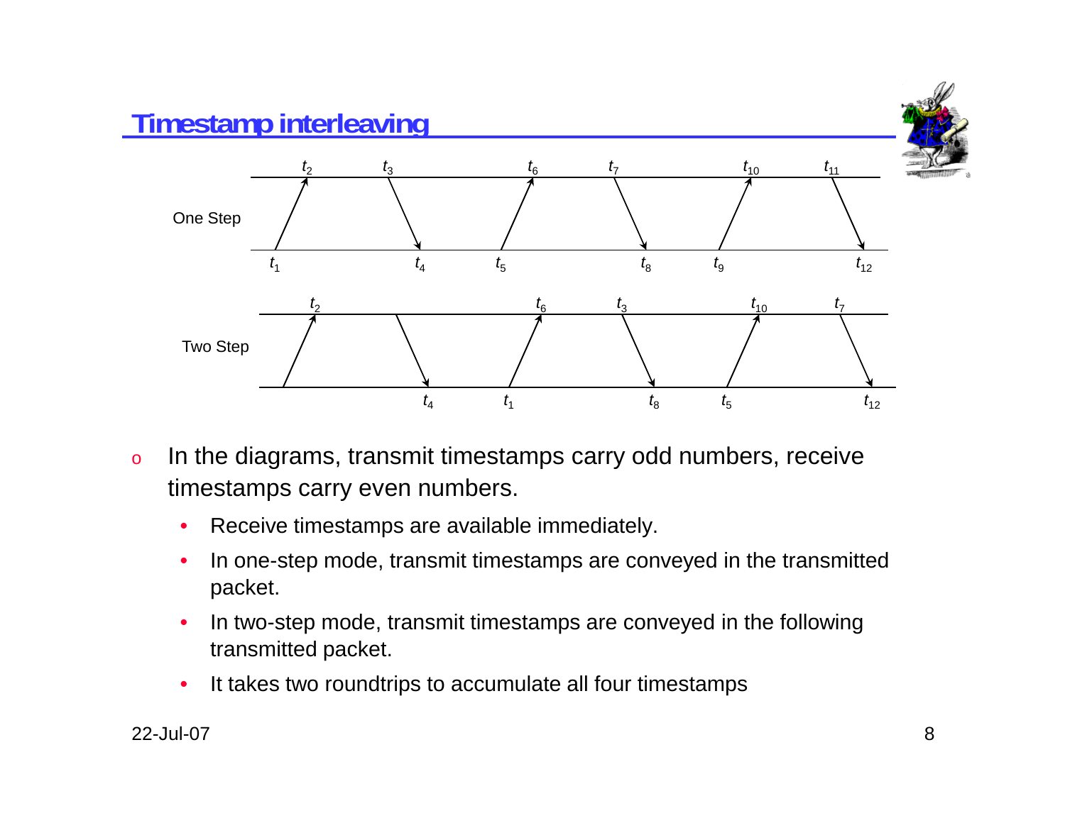# Timestamp interleaving

One Step

$t_2$ $t_3$ $t_6$ $t_7$ $t_{10}$ $t_{11}$

$t_1$ $t_4$ $t_5$ $t_8$ $t_9$ $t_{12}$

Two Step

$t_2$ $t_6$ $t_3$ $t_{10}$ $t_7$

$t_4$ $t_1$ $t_8$ $t_5$ $t_{12}$

- In the diagrams, transmit timestamps carry odd numbers, receive timestamps carry even numbers.
  - Receive timestamps are available immediately.
  - In one-step mode, transmit timestamps are conveyed in the transmitted packet.
  - In two-step mode, transmit timestamps are conveyed in the following transmitted packet.
  - It takes two roundtrips to accumulate all four timestamps

22-Jul-07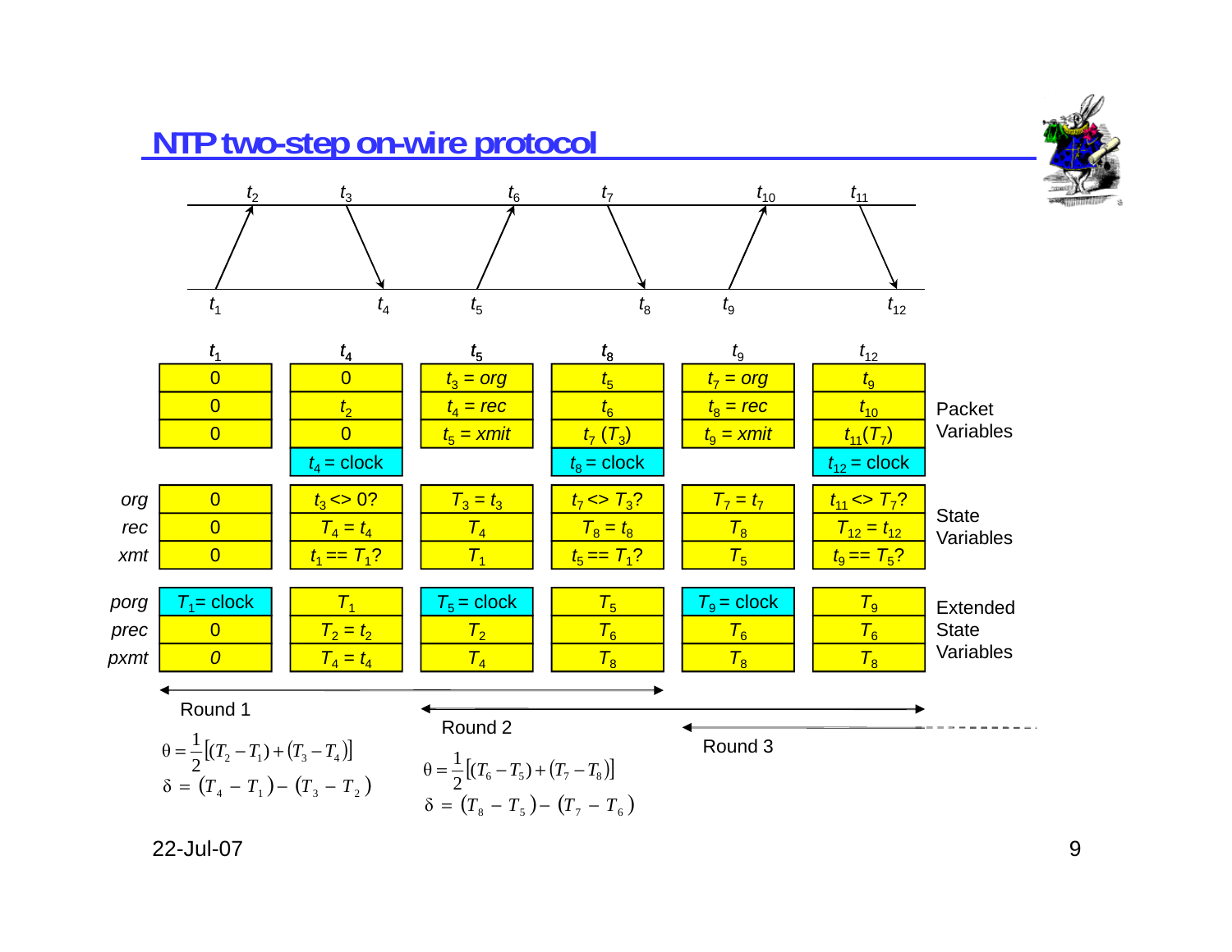# NTP two-step on-wire protocol

Timing diagram: upper line events $t_2$, $t_3$, $t_6$, $t_7$, $t_{10}$, $t_{11}$; lower line events $t_1$, $t_4$, $t_5$, $t_8$, $t_9$, $t_{12}$. Packets: $t_1 \rightarrow t_2$, $t_3 \rightarrow t_4$, $t_5 \rightarrow t_6$, $t_7 \rightarrow t_8$, $t_9 \rightarrow t_{10}$, $t_{11} \rightarrow t_{12}$.

| | $t_1$ | $t_4$ | $t_5$ | $t_8$ | $t_9$ | $t_{12}$ | |
|---|---|---|---|---|---|---|---|
| | 0 | 0 | $t_3$ = *org* | $t_5$ | $t_7$ = *org* | $t_9$ | Packet Variables |
| | 0 | $t_2$ | $t_4$ = *rec* | $t_6$ | $t_8$ = *rec* | $t_{10}$ | |
| | 0 | 0 | $t_5$ = *xmit* | $t_7$ ($T_3$) | $t_9$ = *xmit* | $t_{11}$($T_7$) | |
| | | $t_4$ = clock | | $t_8$ = clock | | $t_{12}$ = clock | |
| *org* | 0 | $t_3$ <> 0? | $T_3 = t_3$ | $t_7$ <> $T_3$? | $T_7 = t_7$ | $t_{11}$ <> $T_7$? | State Variables |
| *rec* | 0 | $T_4 = t_4$ | $T_4$ | $T_8 = t_8$ | $T_8$ | $T_{12} = t_{12}$ | |
| *xmt* | 0 | $t_1$ == $T_1$? | $T_1$ | $t_5$ == $T_1$? | $T_5$ | $t_9$ == $T_5$? | |
| *porg* | $T_1$= clock | $T_1$ | $T_5$ = clock | $T_5$ | $T_9$ = clock | $T_9$ | Extended State Variables |
| *prec* | 0 | $T_2 = t_2$ | $T_2$ | $T_6$ | $T_6$ | $T_6$ | |
| *pxmt* | *0* | $T_4 = t_4$ | $T_4$ | $T_8$ | $T_8$ | $T_8$ | |

Round 1 ($t_1$–$t_8$), Round 2 ($t_5$–$t_{12}$), Round 3 ($t_9$–…)

Round 1

$$\theta = \frac{1}{2}\left[(T_2 - T_1) + (T_3 - T_4)\right]$$

$$\delta = (T_4 - T_1) - (T_3 - T_2)$$

Round 2

$$\theta = \frac{1}{2}\left[(T_6 - T_5) + (T_7 - T_8)\right]$$

$$\delta = (T_8 - T_5) - (T_7 - T_6)$$

Round 3

22-Jul-07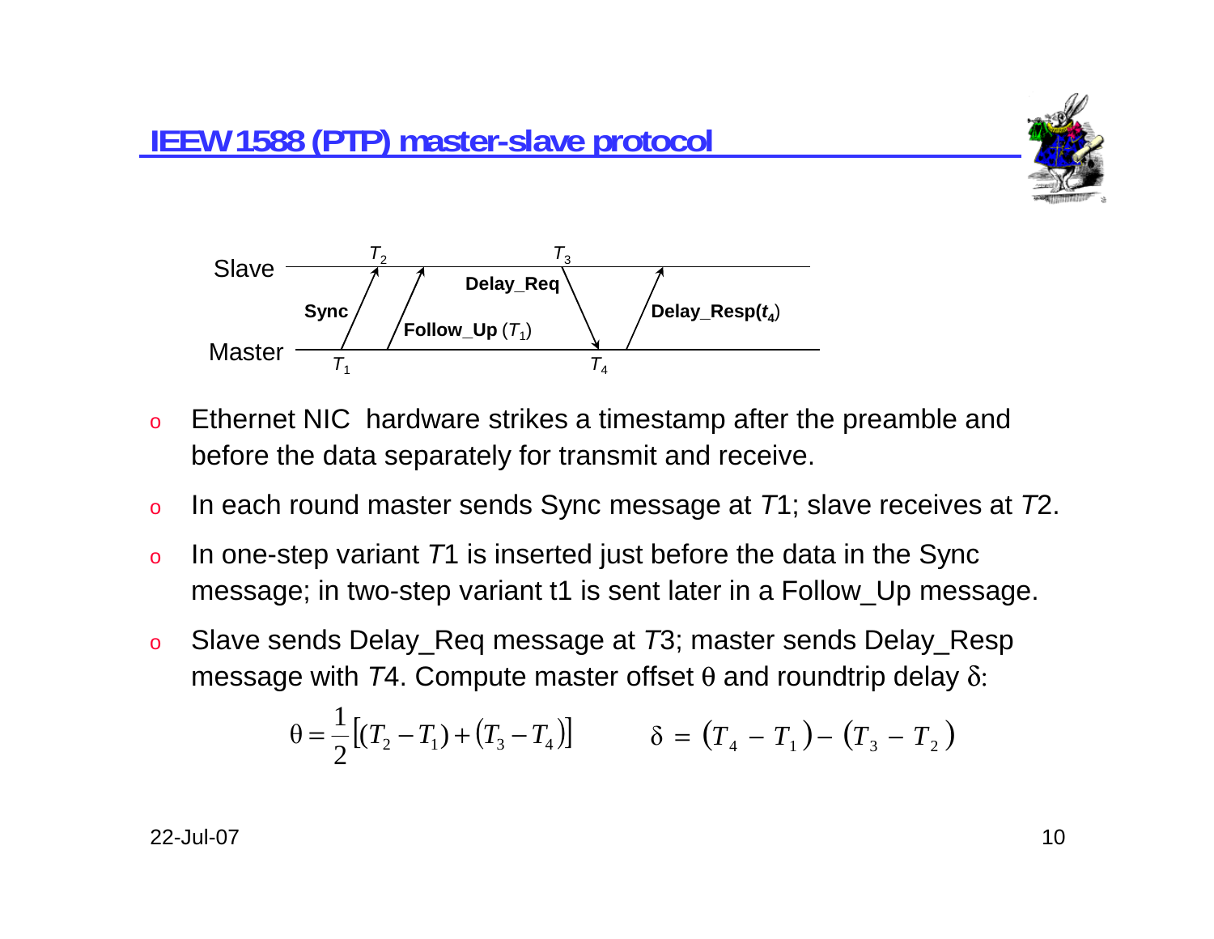## IEEW 1588 (PTP) master-slave protocol

Slave $T_2$ $T_3$

Sync　Follow_Up ($T_1$)　Delay_Req　Delay_Resp($t_4$)

Master $T_1$ $T_4$

- Ethernet NIC hardware strikes a timestamp after the preamble and before the data separately for transmit and receive.
- In each round master sends Sync message at *T*1; slave receives at *T*2.
- In one-step variant *T*1 is inserted just before the data in the Sync message; in two-step variant t1 is sent later in a Follow_Up message.
- Slave sends Delay_Req message at *T*3; master sends Delay_Resp message with *T*4. Compute master offset θ and roundtrip delay δ:

$$\theta = \frac{1}{2}\left[(T_2 - T_1) + (T_3 - T_4)\right] \qquad \delta = (T_4 - T_1) - (T_3 - T_2)$$

22-Jul-07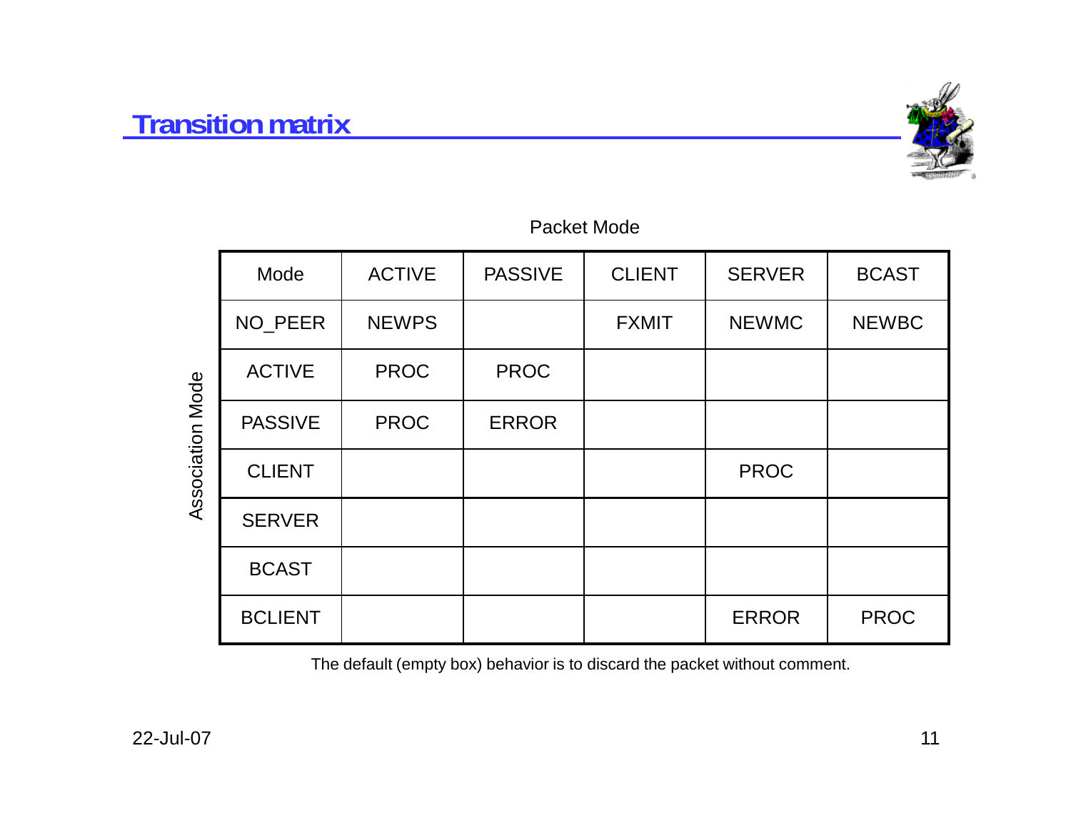# Transition matrix

Packet Mode

Association Mode

| Mode | ACTIVE | PASSIVE | CLIENT | SERVER | BCAST |
|---|---|---|---|---|---|
| NO_PEER | NEWPS | | FXMIT | NEWMC | NEWBC |
| ACTIVE | PROC | PROC | | | |
| PASSIVE | PROC | ERROR | | | |
| CLIENT | | | | PROC | |
| SERVER | | | | | |
| BCAST | | | | | |
| BCLIENT | | | | ERROR | PROC |

The default (empty box) behavior is to discard the packet without comment.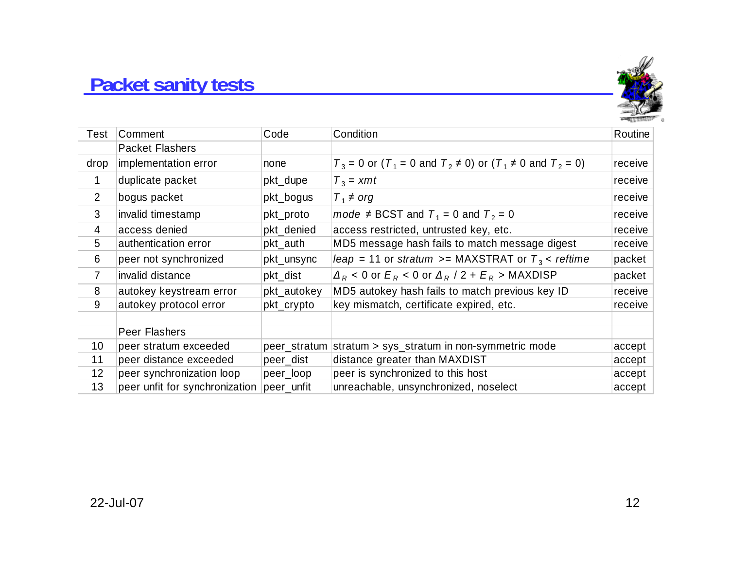# Packet sanity tests

| Test | Comment | Code | Condition | Routine |
|---|---|---|---|---|
| | Packet Flashers | | | |
| drop | implementation error | none | $T_3 = 0$ or ($T_1 = 0$ and $T_2 \neq 0$) or ($T_1 \neq 0$ and $T_2 = 0$) | receive |
| 1 | duplicate packet | pkt_dupe | $T_3 = xmt$ | receive |
| 2 | bogus packet | pkt_bogus | $T_1 \neq org$ | receive |
| 3 | invalid timestamp | pkt_proto | $mode \neq$ BCST and $T_1 = 0$ and $T_2 = 0$ | receive |
| 4 | access denied | pkt_denied | access restricted, untrusted key, etc. | receive |
| 5 | authentication error | pkt_auth | MD5 message hash fails to match message digest | receive |
| 6 | peer not synchronized | pkt_unsync | $leap$ = 11 or $stratum$ >= MAXSTRAT or $T_3 < reftime$ | packet |
| 7 | invalid distance | pkt_dist | $\Delta_R < 0$ or $E_R < 0$ or $\Delta_R / 2 + E_R >$ MAXDISP | packet |
| 8 | autokey keystream error | pkt_autokey | MD5 autokey hash fails to match previous key ID | receive |
| 9 | autokey protocol error | pkt_crypto | key mismatch, certificate expired, etc. | receive |
| | | | | |
| | Peer Flashers | | | |
| 10 | peer stratum exceeded | peer_stratum | stratum > sys_stratum in non-symmetric mode | accept |
| 11 | peer distance exceeded | peer_dist | distance greater than MAXDIST | accept |
| 12 | peer synchronization loop | peer_loop | peer is synchronized to this host | accept |
| 13 | peer unfit for synchronization | peer_unfit | unreachable, unsynchronized, noselect | accept |

22-Jul-07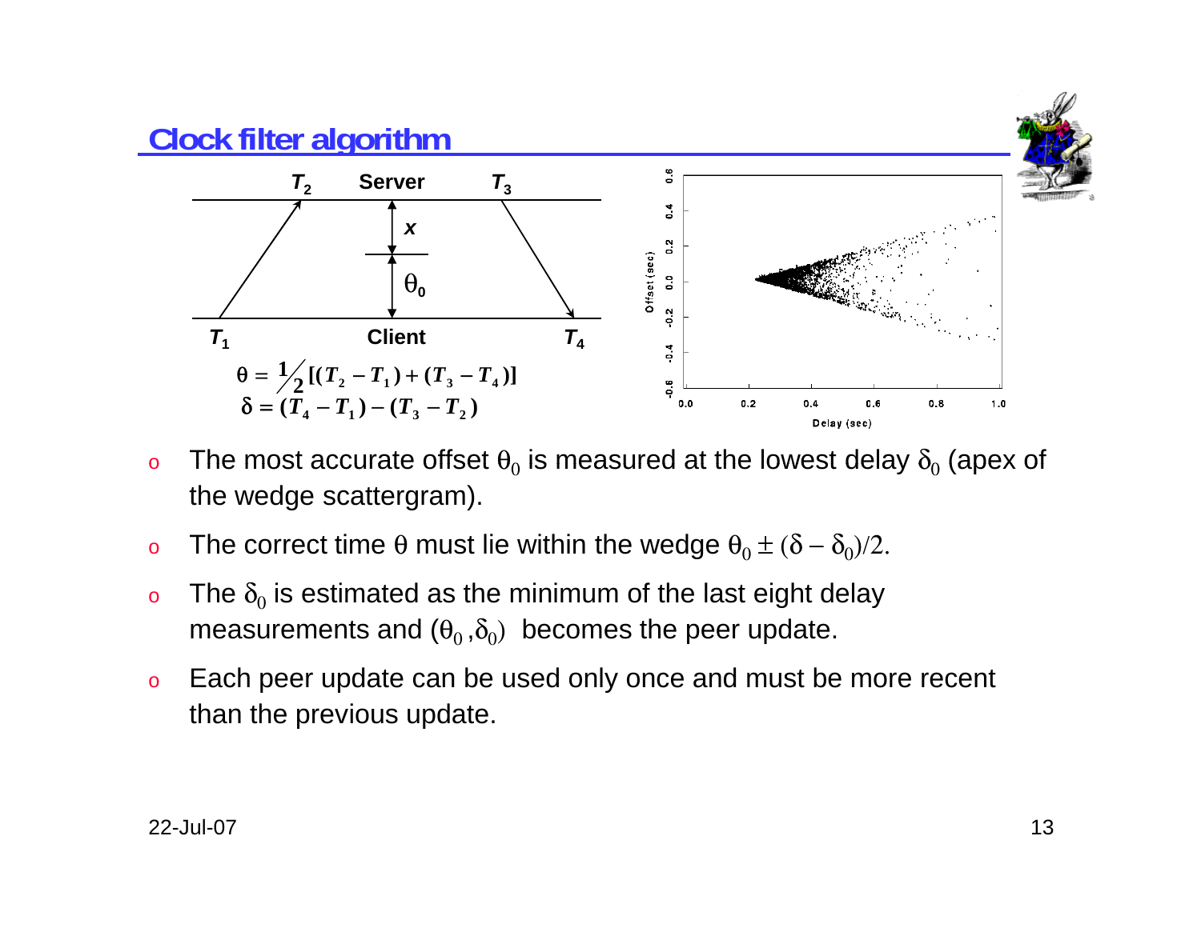## Clock filter algorithm

$$\theta = \frac{1}{2}[(T_2 - T_1) + (T_3 - T_4)]$$

$$\delta = (T_4 - T_1) - (T_3 - T_2)$$

- The most accurate offset $\theta_0$ is measured at the lowest delay $\delta_0$ (apex of the wedge scattergram).
- The correct time $\theta$ must lie within the wedge $\theta_0 \pm (\delta - \delta_0)/2$.
- The $\delta_0$ is estimated as the minimum of the last eight delay measurements and $(\theta_0, \delta_0)$ becomes the peer update.
- Each peer update can be used only once and must be more recent than the previous update.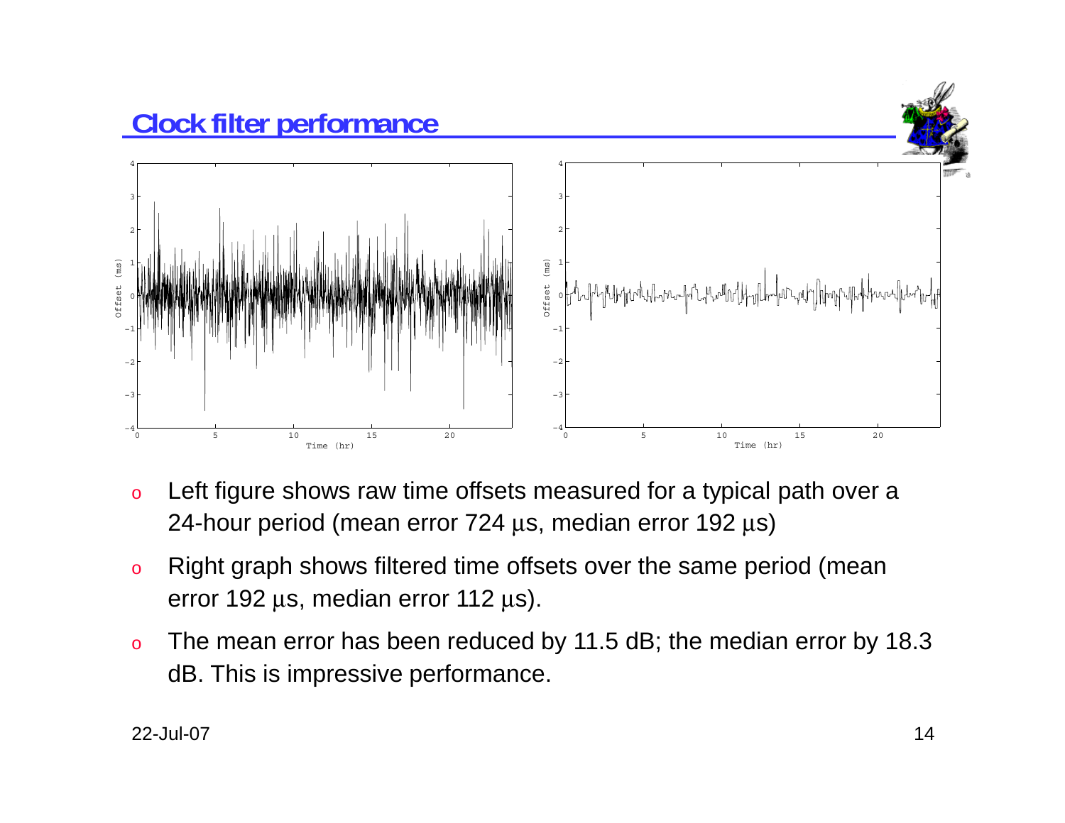## Clock filter performance

- Left figure shows raw time offsets measured for a typical path over a 24-hour period (mean error 724 μs, median error 192 μs)
- Right graph shows filtered time offsets over the same period (mean error 192 μs, median error 112 μs).
- The mean error has been reduced by 11.5 dB; the median error by 18.3 dB. This is impressive performance.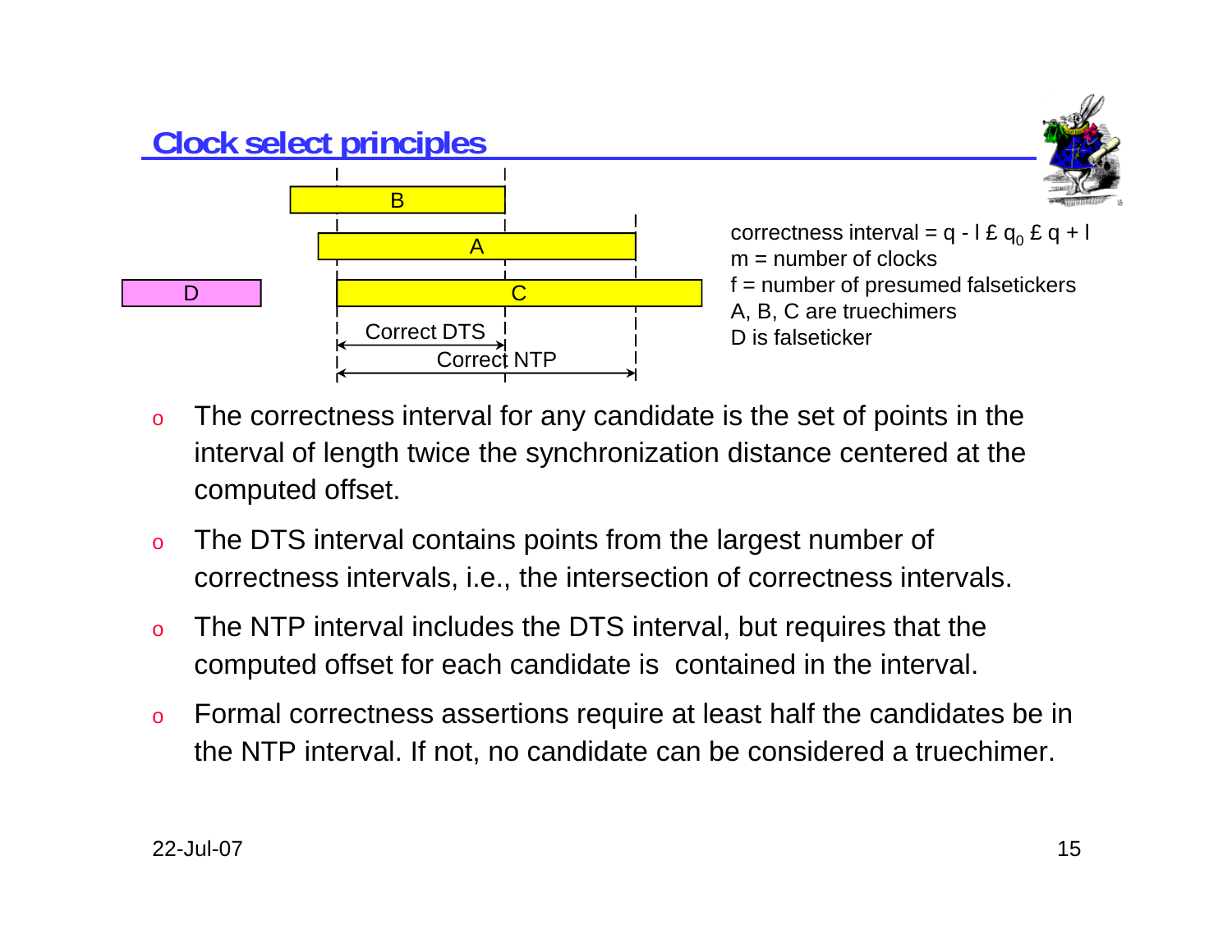## Clock select principles

B

A

D

C

Correct DTS

Correct NTP

correctness interval = $\theta - \lambda \le \theta_0 \le \theta + \lambda$
m = number of clocks
f = number of presumed falsetickers
A, B, C are truechimers
D is falseticker

- The correctness interval for any candidate is the set of points in the interval of length twice the synchronization distance centered at the computed offset.
- The DTS interval contains points from the largest number of correctness intervals, i.e., the intersection of correctness intervals.
- The NTP interval includes the DTS interval, but requires that the computed offset for each candidate is contained in the interval.
- Formal correctness assertions require at least half the candidates be in the NTP interval. If not, no candidate can be considered a truechimer.

22-Jul-07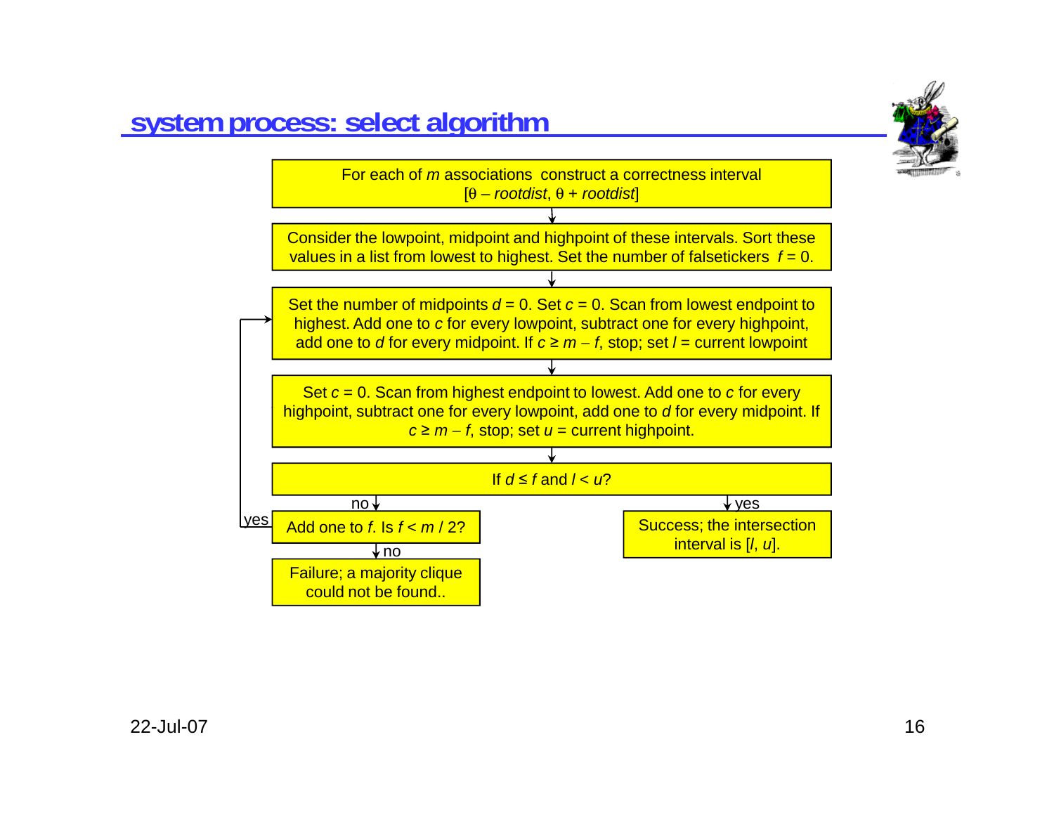## system process: select algorithm

For each of $m$ associations construct a correctness interval
[$\theta$ – *rootdist*, $\theta$ + *rootdist*]

↓

Consider the lowpoint, midpoint and highpoint of these intervals. Sort these values in a list from lowest to highest. Set the number of falsetickers $f = 0$.

↓

Set the number of midpoints $d = 0$. Set $c = 0$. Scan from lowest endpoint to highest. Add one to $c$ for every lowpoint, subtract one for every highpoint, add one to $d$ for every midpoint. If $c \geq m - f$, stop; set $l$ = current lowpoint

↓

Set $c = 0$. Scan from highest endpoint to lowest. Add one to $c$ for every highpoint, subtract one for every lowpoint, add one to $d$ for every midpoint. If $c \geq m - f$, stop; set $u$ = current highpoint.

↓

If $d \leq f$ and $l < u$?

- yes → Success; the intersection interval is [$l$, $u$].
- no → Add one to $f$. Is $f < m / 2$?
  - yes → (return to "Set the number of midpoints $d = 0$...")
  - no → Failure; a majority clique could not be found..

22-Jul-07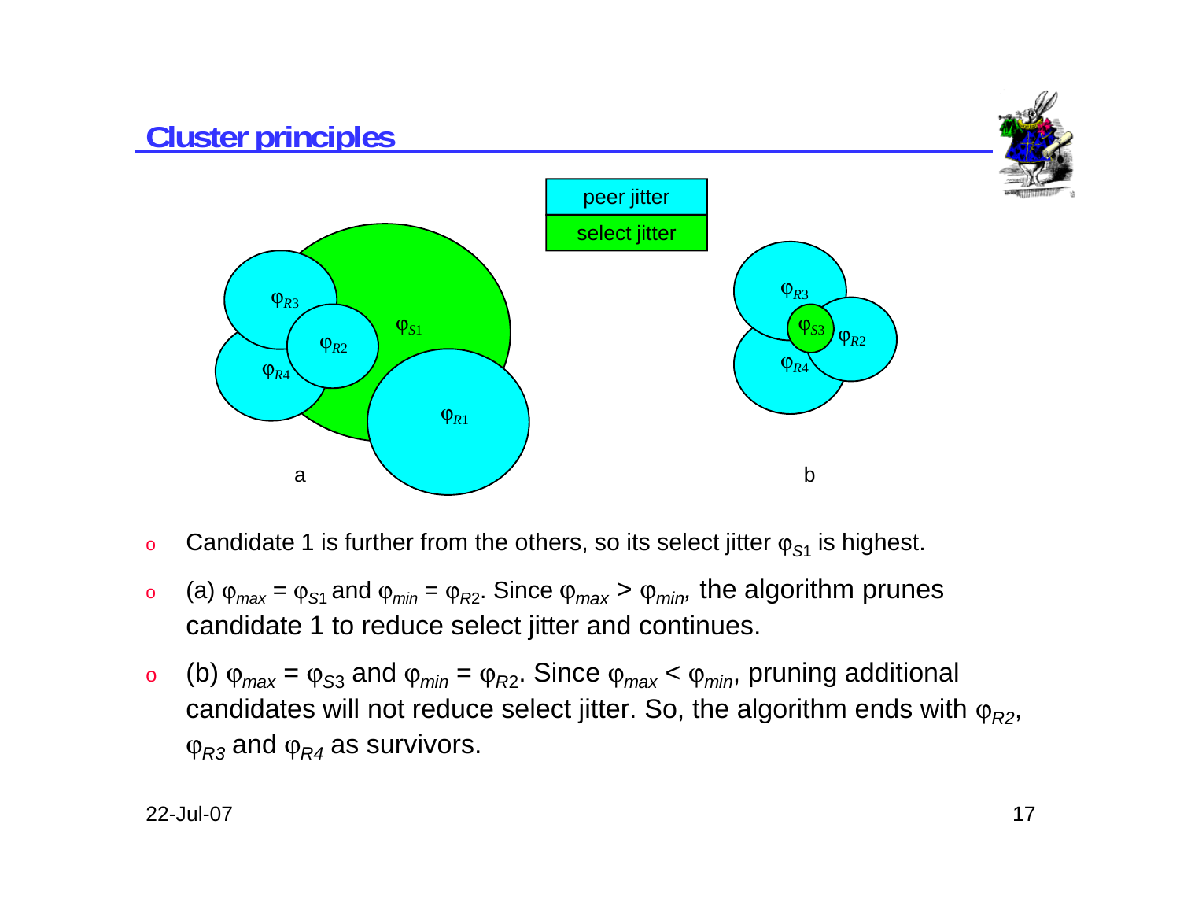## Cluster principles

peer jitter

select jitter

- Candidate 1 is further from the others, so its select jitter $\varphi_{S1}$ is highest.
- (a) $\varphi_{max} = \varphi_{S1}$ and $\varphi_{min} = \varphi_{R2}$. Since $\varphi_{max} > \varphi_{min}$, the algorithm prunes candidate 1 to reduce select jitter and continues.
- (b) $\varphi_{max} = \varphi_{S3}$ and $\varphi_{min} = \varphi_{R2}$. Since $\varphi_{max} < \varphi_{min}$, pruning additional candidates will not reduce select jitter. So, the algorithm ends with $\varphi_{R2}$, $\varphi_{R3}$ and $\varphi_{R4}$ as survivors.

22-Jul-07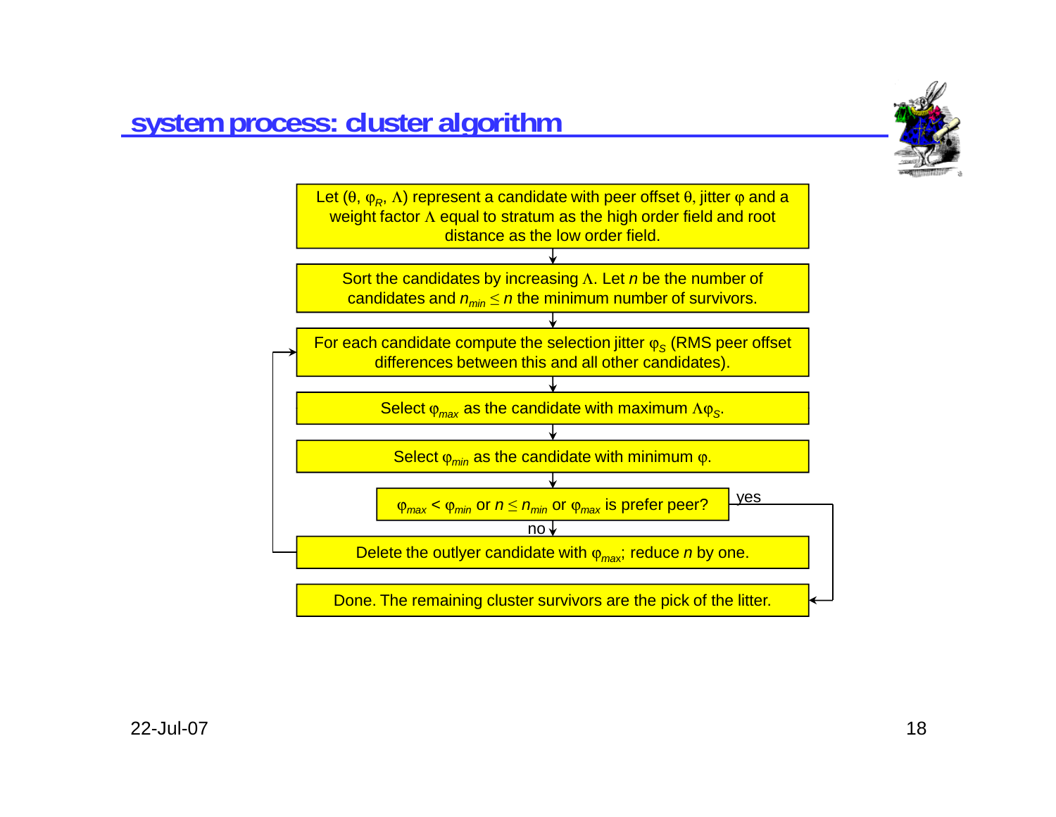## system process: cluster algorithm

Let ($\theta$, $\varphi_R$, $\Lambda$) represent a candidate with peer offset $\theta$, jitter $\varphi$ and a weight factor $\Lambda$ equal to stratum as the high order field and root distance as the low order field.

↓

Sort the candidates by increasing $\Lambda$. Let $n$ be the number of candidates and $n_{min} \leq n$ the minimum number of survivors.

↓

For each candidate compute the selection jitter $\varphi_S$ (RMS peer offset differences between this and all other candidates).

↓

Select $\varphi_{max}$ as the candidate with maximum $\Lambda\varphi_S$.

↓

Select $\varphi_{min}$ as the candidate with minimum $\varphi$.

↓

$\varphi_{max} < \varphi_{min}$ or $n \leq n_{min}$ or $\varphi_{max}$ is prefer peer?

- yes → Done.
- no ↓

Delete the outlyer candidate with $\varphi_{max}$; reduce $n$ by one. (→ loop back to "For each candidate compute the selection jitter")

Done. The remaining cluster survivors are the pick of the litter.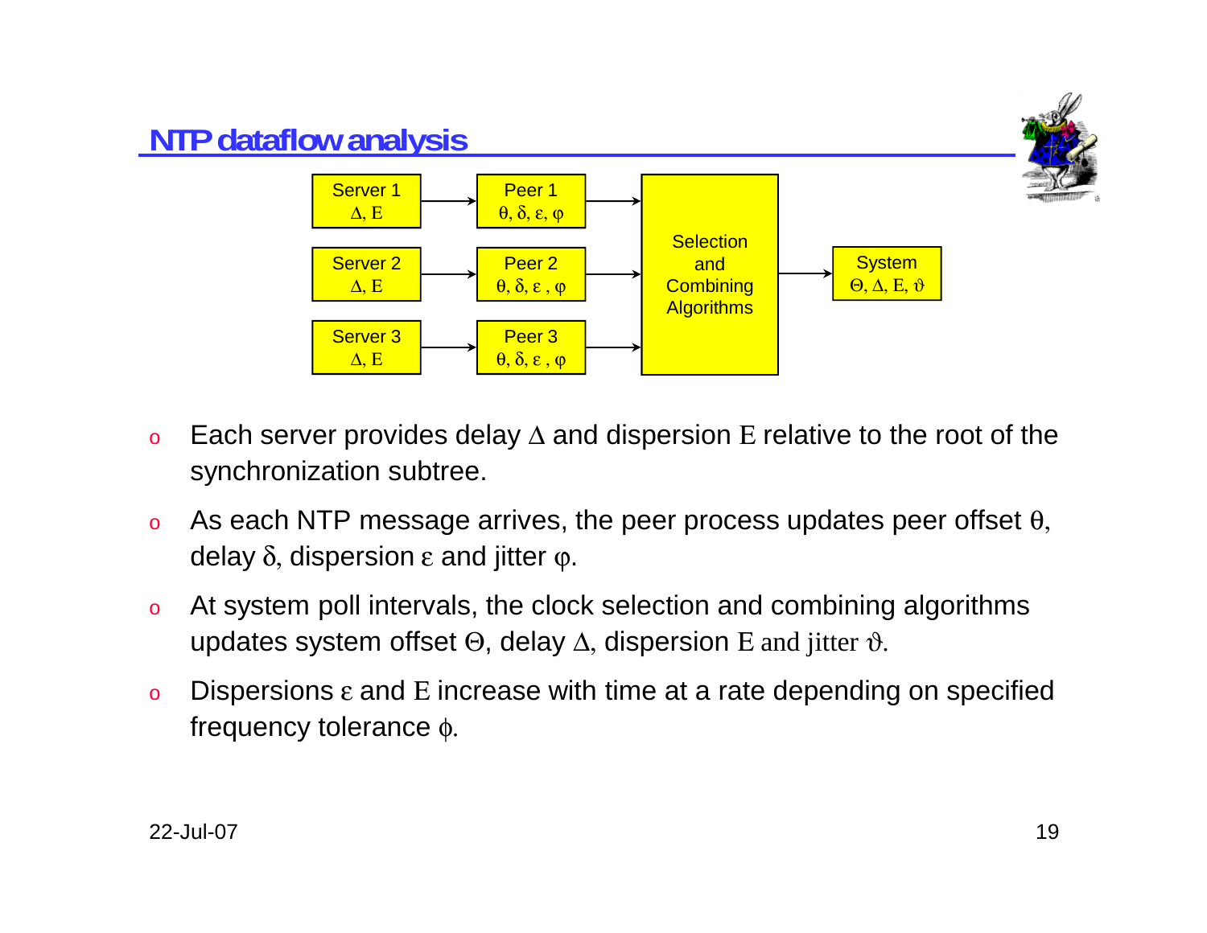## NTP dataflow analysis

| Server | Peer |
| --- | --- |
| Server 1 $\Delta$, E | Peer 1 $\theta, \delta, \varepsilon, \varphi$ |
| Server 2 $\Delta$, E | Peer 2 $\theta, \delta, \varepsilon, \varphi$ |
| Server 3 $\Delta$, E | Peer 3 $\theta, \delta, \varepsilon, \varphi$ |

Selection and Combining Algorithms → System $\Theta, \Delta$, E, $\vartheta$

- Each server provides delay $\Delta$ and dispersion E relative to the root of the synchronization subtree.
- As each NTP message arrives, the peer process updates peer offset $\theta$, delay $\delta$, dispersion $\varepsilon$ and jitter $\varphi$.
- At system poll intervals, the clock selection and combining algorithms updates system offset $\Theta$, delay $\Delta$, dispersion E and jitter $\vartheta$.
- Dispersions $\varepsilon$ and E increase with time at a rate depending on specified frequency tolerance $\phi$.

22-Jul-07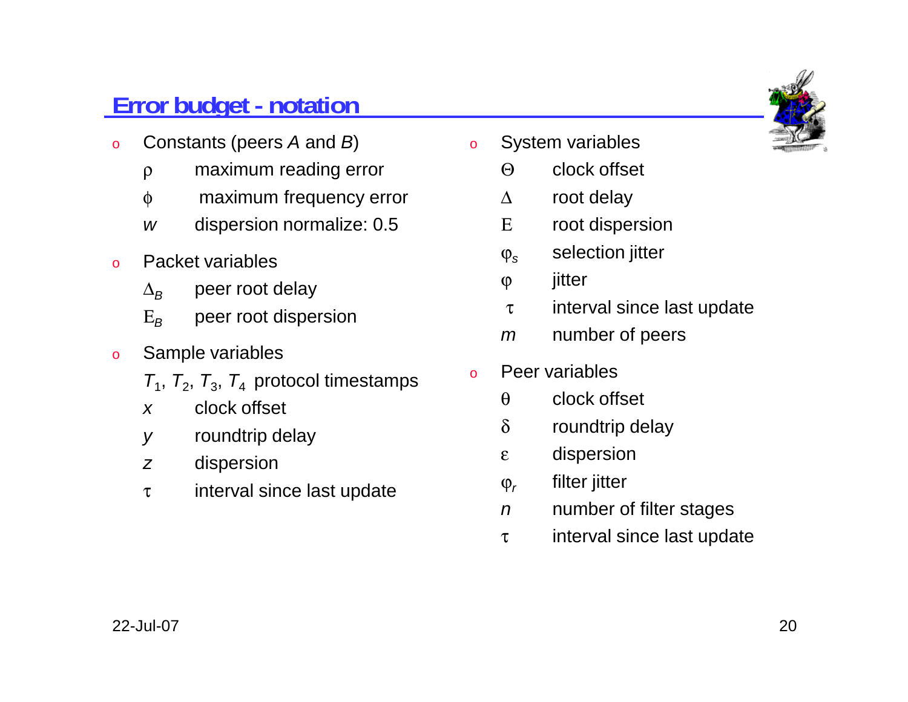## Error budget - notation

- Constants (peers *A* and *B*)
  - $\rho$ maximum reading error
  - $\phi$ maximum frequency error
  - $w$ dispersion normalize: 0.5
- Packet variables
  - $\Delta_B$ peer root delay
  - $E_B$ peer root dispersion
- Sample variables
  - $T_1$, $T_2$, $T_3$, $T_4$ protocol timestamps
  - $x$ clock offset
  - $y$ roundtrip delay
  - $z$ dispersion
  - $\tau$ interval since last update
- System variables
  - $\Theta$ clock offset
  - $\Delta$ root delay
  - $E$ root dispersion
  - $\varphi_s$ selection jitter
  - $\varphi$ jitter
  - $\tau$ interval since last update
  - $m$ number of peers
- Peer variables
  - $\theta$ clock offset
  - $\delta$ roundtrip delay
  - $\varepsilon$ dispersion
  - $\varphi_r$ filter jitter
  - $n$ number of filter stages
  - $\tau$ interval since last update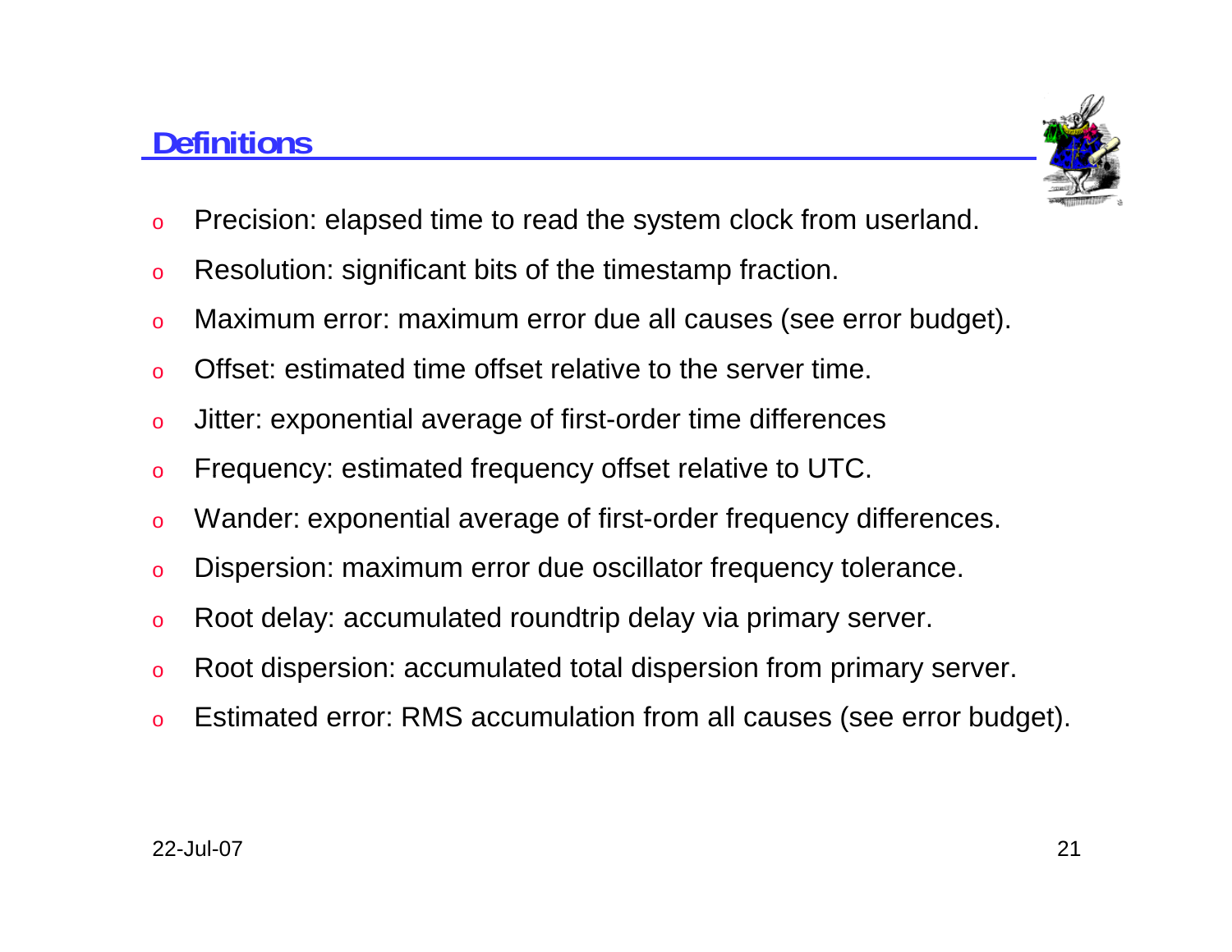## Definitions

- Precision: elapsed time to read the system clock from userland.
- Resolution: significant bits of the timestamp fraction.
- Maximum error: maximum error due all causes (see error budget).
- Offset: estimated time offset relative to the server time.
- Jitter: exponential average of first-order time differences
- Frequency: estimated frequency offset relative to UTC.
- Wander: exponential average of first-order frequency differences.
- Dispersion: maximum error due oscillator frequency tolerance.
- Root delay: accumulated roundtrip delay via primary server.
- Root dispersion: accumulated total dispersion from primary server.
- Estimated error: RMS accumulation from all causes (see error budget).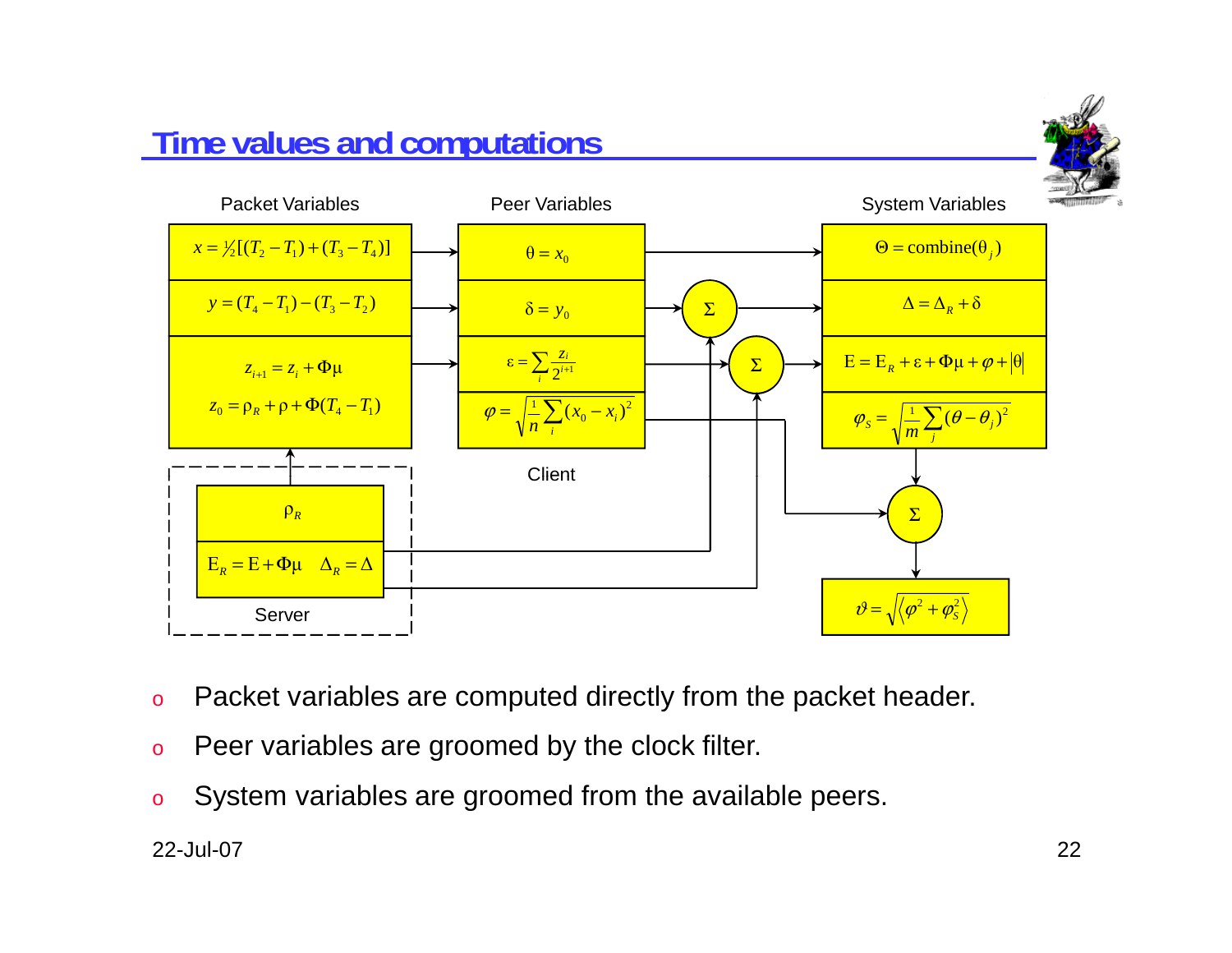# Time values and computations

**Packet Variables**

$$x = \tfrac{1}{2}[(T_2 - T_1) + (T_3 - T_4)]$$

$$y = (T_4 - T_1) - (T_3 - T_2)$$

$$z_{i+1} = z_i + \Phi\mu$$

$$z_0 = \rho_R + \rho + \Phi(T_4 - T_1)$$

**Peer Variables**

$$\theta = x_0$$

$$\delta = y_0$$

$$\varepsilon = \sum_i \frac{z_i}{2^{i+1}}$$

$$\varphi = \sqrt{\frac{1}{n}\sum_i (x_0 - x_i)^2}$$

Client

**System Variables**

$$\Theta = \text{combine}(\theta_j)$$

$$\Delta = \Delta_R + \delta$$

$$\mathrm{E} = \mathrm{E}_R + \varepsilon + \Phi\mu + \varphi + |\theta|$$

$$\varphi_S = \sqrt{\frac{1}{m}\sum_j (\theta - \theta_j)^2}$$

$$\vartheta = \sqrt{\langle \varphi^2 + \varphi_S^2 \rangle}$$

**Server**

$$\rho_R$$

$$\mathrm{E}_R = \mathrm{E} + \Phi\mu \quad \Delta_R = \Delta$$

- Packet variables are computed directly from the packet header.
- Peer variables are groomed by the clock filter.
- System variables are groomed from the available peers.

22-Jul-07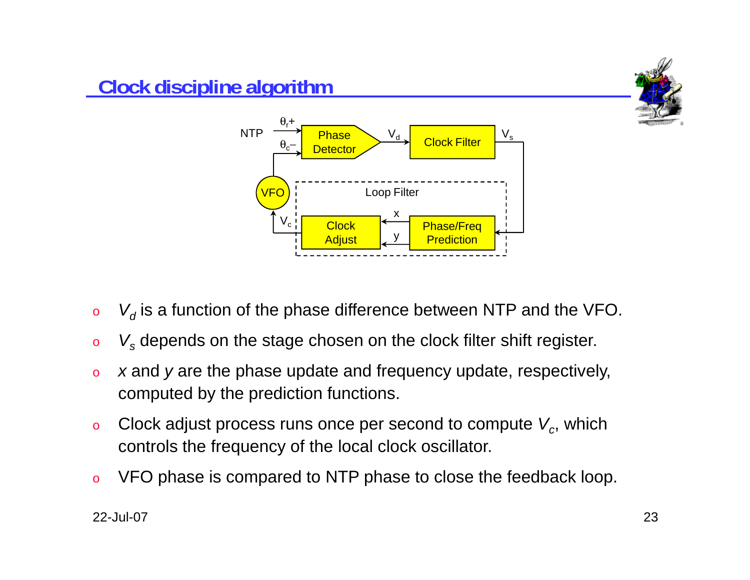# Clock discipline algorithm

- $V_d$ is a function of the phase difference between NTP and the VFO.
- $V_s$ depends on the stage chosen on the clock filter shift register.
- $x$ and $y$ are the phase update and frequency update, respectively, computed by the prediction functions.
- Clock adjust process runs once per second to compute $V_c$, which controls the frequency of the local clock oscillator.
- VFO phase is compared to NTP phase to close the feedback loop.

22-Jul-07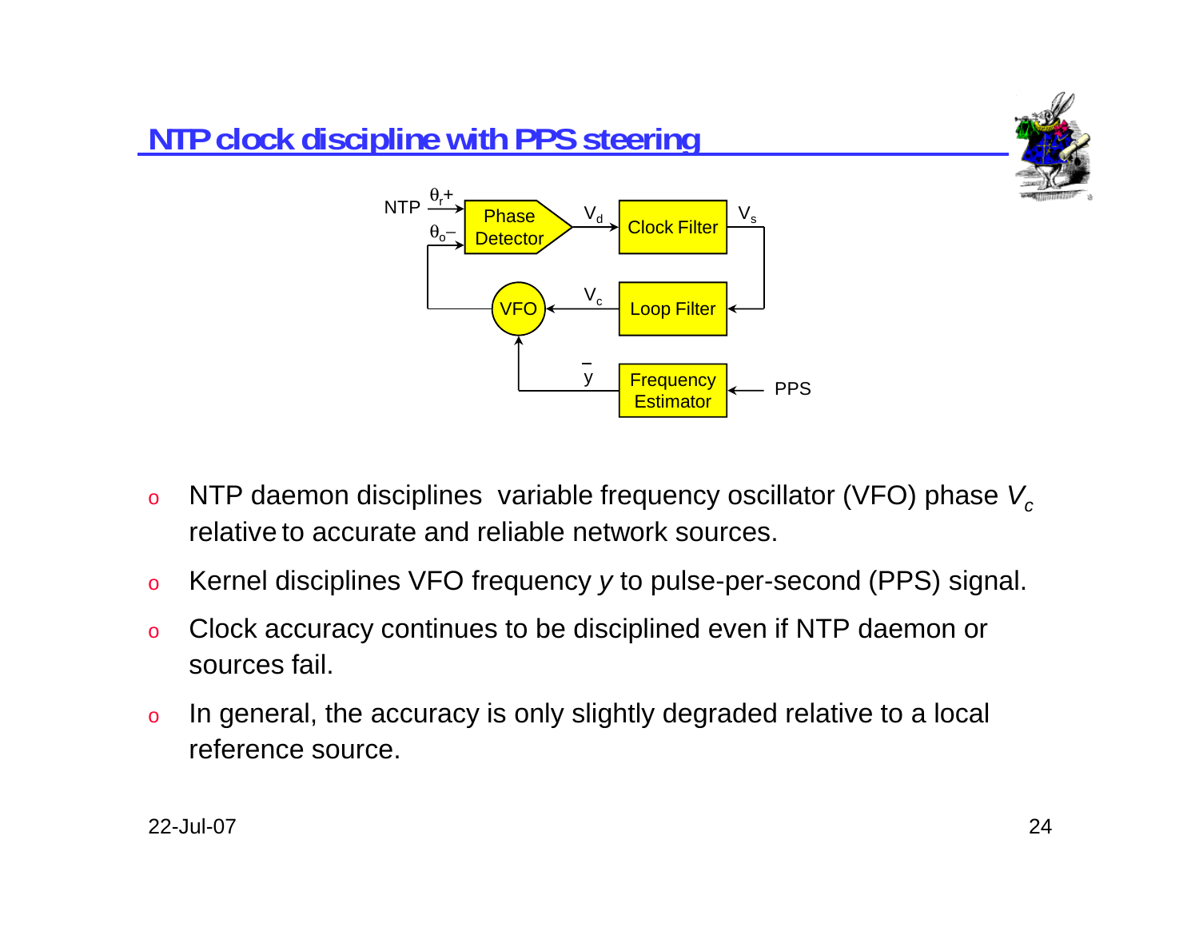## NTP clock discipline with PPS steering

- NTP daemon disciplines variable frequency oscillator (VFO) phase $V_c$ relative to accurate and reliable network sources.
- Kernel disciplines VFO frequency $y$ to pulse-per-second (PPS) signal.
- Clock accuracy continues to be disciplined even if NTP daemon or sources fail.
- In general, the accuracy is only slightly degraded relative to a local reference source.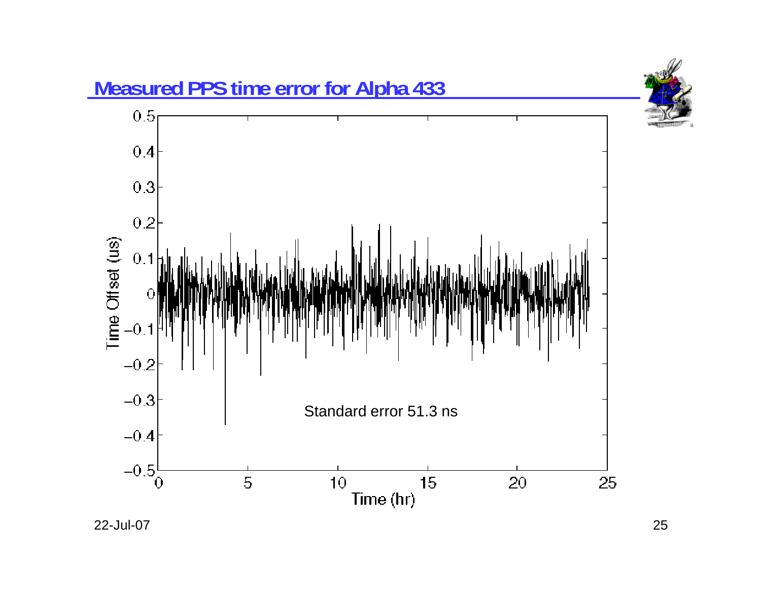# Measured PPS time error for Alpha 433

Standard error 51.3 ns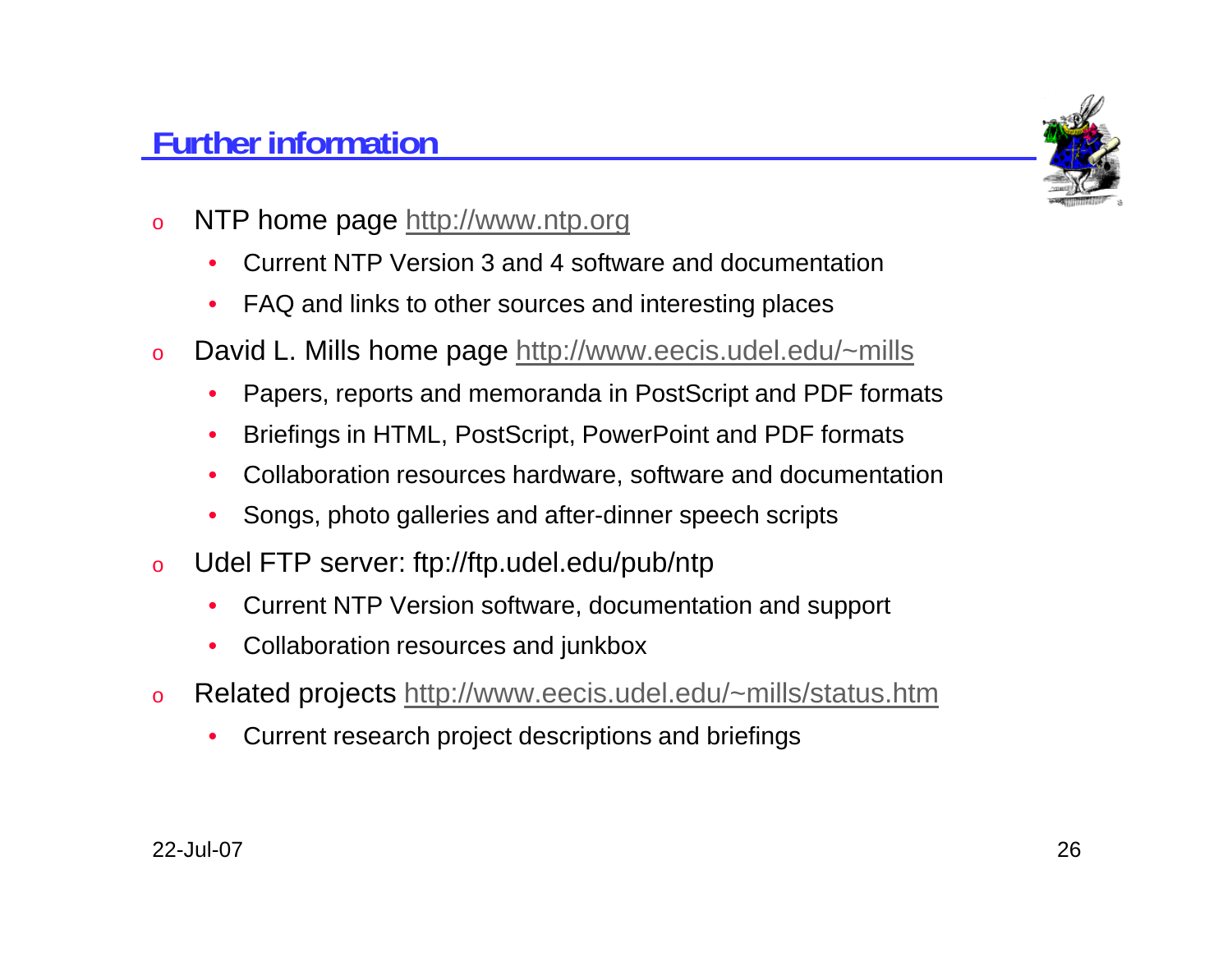## Further information

- NTP home page http://www.ntp.org
  - Current NTP Version 3 and 4 software and documentation
  - FAQ and links to other sources and interesting places
- David L. Mills home page http://www.eecis.udel.edu/~mills
  - Papers, reports and memoranda in PostScript and PDF formats
  - Briefings in HTML, PostScript, PowerPoint and PDF formats
  - Collaboration resources hardware, software and documentation
  - Songs, photo galleries and after-dinner speech scripts
- Udel FTP server: ftp://ftp.udel.edu/pub/ntp
  - Current NTP Version software, documentation and support
  - Collaboration resources and junkbox
- Related projects http://www.eecis.udel.edu/~mills/status.htm
  - Current research project descriptions and briefings

22-Jul-07